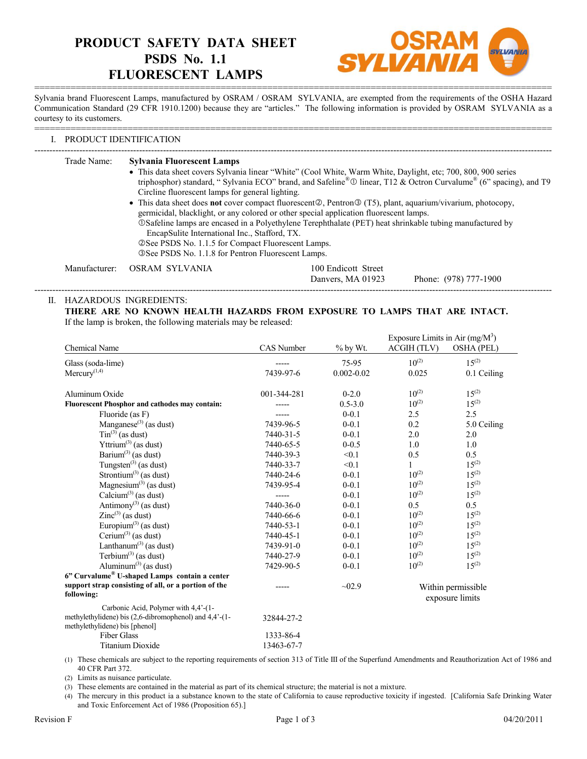# PRODUCT SAFETY DATA SHEET
# PSDS No. 1.1
# FLUORESCENT LAMPS

OSRAM SYLVANIA

Sylvania brand Fluorescent Lamps, manufactured by OSRAM / OSRAM SYLVANIA, are exempted from the requirements of the OSHA Hazard Communication Standard (29 CFR 1910.1200) because they are "articles." The following information is provided by OSRAM SYLVANIA as a courtesy to its customers.

## I. PRODUCT IDENTIFICATION

Trade Name: **Sylvania Fluorescent Lamps**

- This data sheet covers Sylvania linear "White" (Cool White, Warm White, Daylight, etc; 700, 800, 900 series triphosphor) standard, " Sylvania ECO" brand, and Safeline®① linear, T12 & Octron Curvalume® (6" spacing), and T9 Circline fluorescent lamps for general lighting.
- This data sheet does **not** cover compact fluorescent②, Pentron③ (T5), plant, aquarium/vivarium, photocopy, germicidal, blacklight, or any colored or other special application fluorescent lamps.
  ①Safeline lamps are encased in a Polyethylene Terephthalate (PET) heat shrinkable tubing manufactured by EncapSulite International Inc., Stafford, TX.
  ②See PSDS No. 1.1.5 for Compact Fluorescent Lamps.
  ③See PSDS No. 1.1.8 for Pentron Fluorescent Lamps.

Manufacturer: OSRAM SYLVANIA, 100 Endicott Street, Danvers, MA 01923, Phone: (978) 777-1900

## II. HAZARDOUS INGREDIENTS:

**THERE ARE NO KNOWN HEALTH HAZARDS FROM EXPOSURE TO LAMPS THAT ARE INTACT.**
If the lamp is broken, the following materials may be released:

| Chemical Name | CAS Number | % by Wt. | Exposure Limits in Air ($mg/M^3$) ACGIH (TLV) | OSHA (PEL) |
|---|---|---|---|---|
| Glass (soda-lime) | ----- | 75-95 | 10[2] | 15[2] |
| Mercury[1,4] | 7439-97-6 | 0.002-0.02 | 0.025 | 0.1 Ceiling |
| Aluminum Oxide | 001-344-281 | 0-2.0 | 10[2] | 15[2] |
| **Fluorescent Phosphor and cathodes may contain:** | ----- | 0.5-3.0 | 10[2] | 15[2] |
| Fluoride (as F) | ----- | 0-0.1 | 2.5 | 2.5 |
| Manganese[3] (as dust) | 7439-96-5 | 0-0.1 | 0.2 | 5.0 Ceiling |
| Tin[3] (as dust) | 7440-31-5 | 0-0.1 | 2.0 | 2.0 |
| Yttrium[3] (as dust) | 7440-65-5 | 0-0.5 | 1.0 | 1.0 |
| Barium[3] (as dust) | 7440-39-3 | <0.1 | 0.5 | 0.5 |
| Tungsten[3] (as dust) | 7440-33-7 | <0.1 | 1 | 15[2] |
| Strontium[3] (as dust) | 7440-24-6 | 0-0.1 | 10[2] | 15[2] |
| Magnesium[3] (as dust) | 7439-95-4 | 0-0.1 | 10[2] | 15[2] |
| Calcium[3] (as dust) | ----- | 0-0.1 | 10[2] | 15[2] |
| Antimony[3] (as dust) | 7440-36-0 | 0-0.1 | 0.5 | 0.5 |
| Zinc[3] (as dust) | 7440-66-6 | 0-0.1 | 10[2] | 15[2] |
| Europium[3] (as dust) | 7440-53-1 | 0-0.1 | 10[2] | 15[2] |
| Cerium[3] (as dust) | 7440-45-1 | 0-0.1 | 10[2] | 15[2] |
| Lanthanum[3] (as dust) | 7439-91-0 | 0-0.1 | 10[2] | 15[2] |
| Terbium[3] (as dust) | 7440-27-9 | 0-0.1 | 10[2] | 15[2] |
| Aluminum[3] (as dust) | 7429-90-5 | 0-0.1 | 10[2] | 15[2] |
| **6" Curvalume® U-shaped Lamps contain a center support strap consisting of all, or a portion of the following:** | ----- | ~02.9 | Within permissible exposure limits | |
| Carbonic Acid, Polymer with 4,4'-(1-methylethylidene) bis (2,6-dibromophenol) and 4,4'-(1-methylethylidene) bis [phenol] | 32844-27-2 | | | |
| Fiber Glass | 1333-86-4 | | | |
| Titanium Dioxide | 13463-67-7 | | | |

(1) These chemicals are subject to the reporting requirements of section 313 of Title III of the Superfund Amendments and Reauthorization Act of 1986 and 40 CFR Part 372.

(2) Limits as nuisance particulate.

(3) These elements are contained in the material as part of its chemical structure; the material is not a mixture.

(4) The mercury in this product ia a substance known to the state of California to cause reproductive toxicity if ingested. [California Safe Drinking Water and Toxic Enforcement Act of 1986 (Proposition 65).]

Revision F — 04/20/2011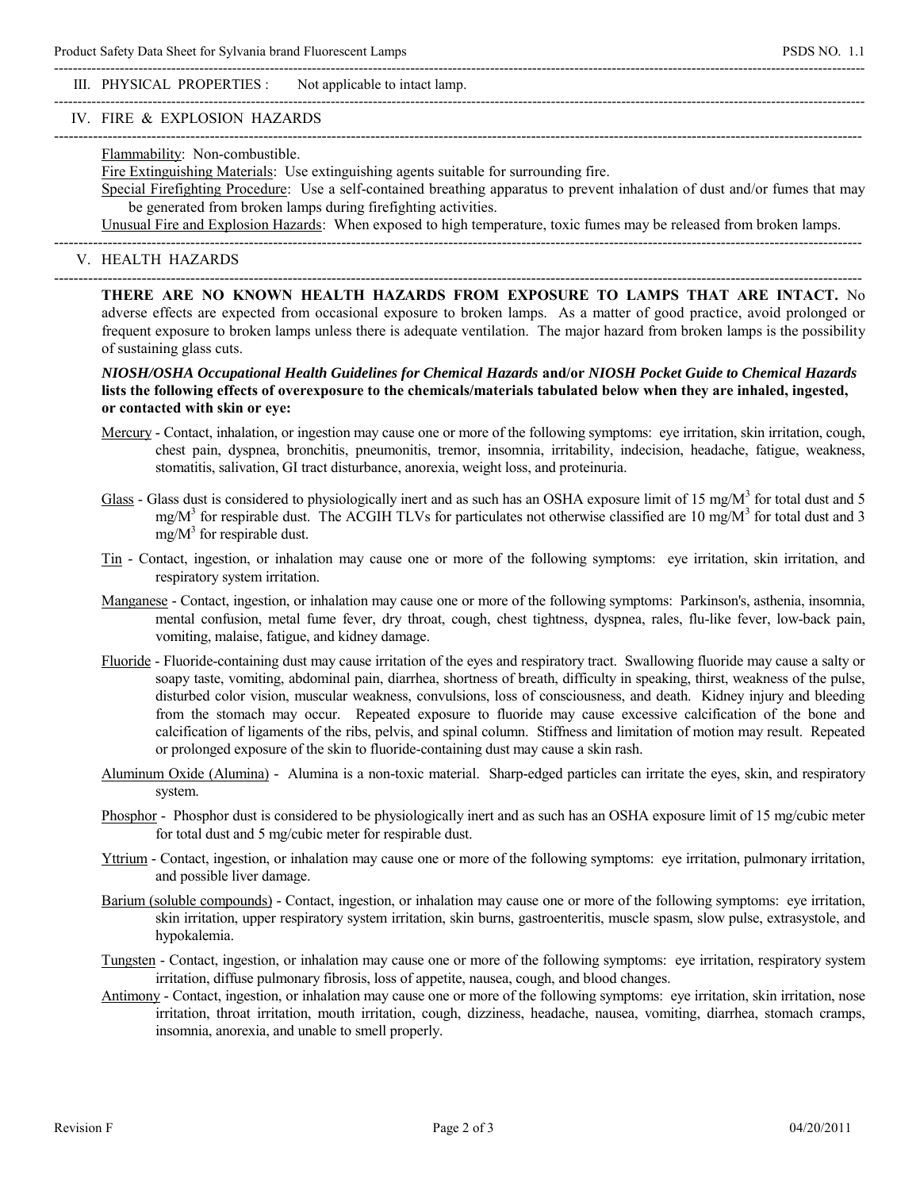## III. PHYSICAL PROPERTIES : Not applicable to intact lamp.

## IV. FIRE & EXPLOSION HAZARDS

Flammability: Non-combustible.

Fire Extinguishing Materials: Use extinguishing agents suitable for surrounding fire.

Special Firefighting Procedure: Use a self-contained breathing apparatus to prevent inhalation of dust and/or fumes that may be generated from broken lamps during firefighting activities.

Unusual Fire and Explosion Hazards: When exposed to high temperature, toxic fumes may be released from broken lamps.

## V. HEALTH HAZARDS

**THERE ARE NO KNOWN HEALTH HAZARDS FROM EXPOSURE TO LAMPS THAT ARE INTACT.** No adverse effects are expected from occasional exposure to broken lamps. As a matter of good practice, avoid prolonged or frequent exposure to broken lamps unless there is adequate ventilation. The major hazard from broken lamps is the possibility of sustaining glass cuts.

***NIOSH/OSHA Occupational Health Guidelines for Chemical Hazards*** **and/or** ***NIOSH Pocket Guide to Chemical Hazards*** **lists the following effects of overexposure to the chemicals/materials tabulated below when they are inhaled, ingested, or contacted with skin or eye:**

Mercury - Contact, inhalation, or ingestion may cause one or more of the following symptoms: eye irritation, skin irritation, cough, chest pain, dyspnea, bronchitis, pneumonitis, tremor, insomnia, irritability, indecision, headache, fatigue, weakness, stomatitis, salivation, GI tract disturbance, anorexia, weight loss, and proteinuria.

Glass - Glass dust is considered to physiologically inert and as such has an OSHA exposure limit of 15 mg/$M^3$ for total dust and 5 mg/$M^3$ for respirable dust. The ACGIH TLVs for particulates not otherwise classified are 10 mg/$M^3$ for total dust and 3 mg/$M^3$ for respirable dust.

Tin - Contact, ingestion, or inhalation may cause one or more of the following symptoms: eye irritation, skin irritation, and respiratory system irritation.

Manganese - Contact, ingestion, or inhalation may cause one or more of the following symptoms: Parkinson's, asthenia, insomnia, mental confusion, metal fume fever, dry throat, cough, chest tightness, dyspnea, rales, flu-like fever, low-back pain, vomiting, malaise, fatigue, and kidney damage.

Fluoride - Fluoride-containing dust may cause irritation of the eyes and respiratory tract. Swallowing fluoride may cause a salty or soapy taste, vomiting, abdominal pain, diarrhea, shortness of breath, difficulty in speaking, thirst, weakness of the pulse, disturbed color vision, muscular weakness, convulsions, loss of consciousness, and death. Kidney injury and bleeding from the stomach may occur. Repeated exposure to fluoride may cause excessive calcification of the bone and calcification of ligaments of the ribs, pelvis, and spinal column. Stiffness and limitation of motion may result. Repeated or prolonged exposure of the skin to fluoride-containing dust may cause a skin rash.

Aluminum Oxide (Alumina) - Alumina is a non-toxic material. Sharp-edged particles can irritate the eyes, skin, and respiratory system.

Phosphor - Phosphor dust is considered to be physiologically inert and as such has an OSHA exposure limit of 15 mg/cubic meter for total dust and 5 mg/cubic meter for respirable dust.

Yttrium - Contact, ingestion, or inhalation may cause one or more of the following symptoms: eye irritation, pulmonary irritation, and possible liver damage.

Barium (soluble compounds) - Contact, ingestion, or inhalation may cause one or more of the following symptoms: eye irritation, skin irritation, upper respiratory system irritation, skin burns, gastroenteritis, muscle spasm, slow pulse, extrasystole, and hypokalemia.

Tungsten - Contact, ingestion, or inhalation may cause one or more of the following symptoms: eye irritation, respiratory system irritation, diffuse pulmonary fibrosis, loss of appetite, nausea, cough, and blood changes.

Antimony - Contact, ingestion, or inhalation may cause one or more of the following symptoms: eye irritation, skin irritation, nose irritation, throat irritation, mouth irritation, cough, dizziness, headache, nausea, vomiting, diarrhea, stomach cramps, insomnia, anorexia, and unable to smell properly.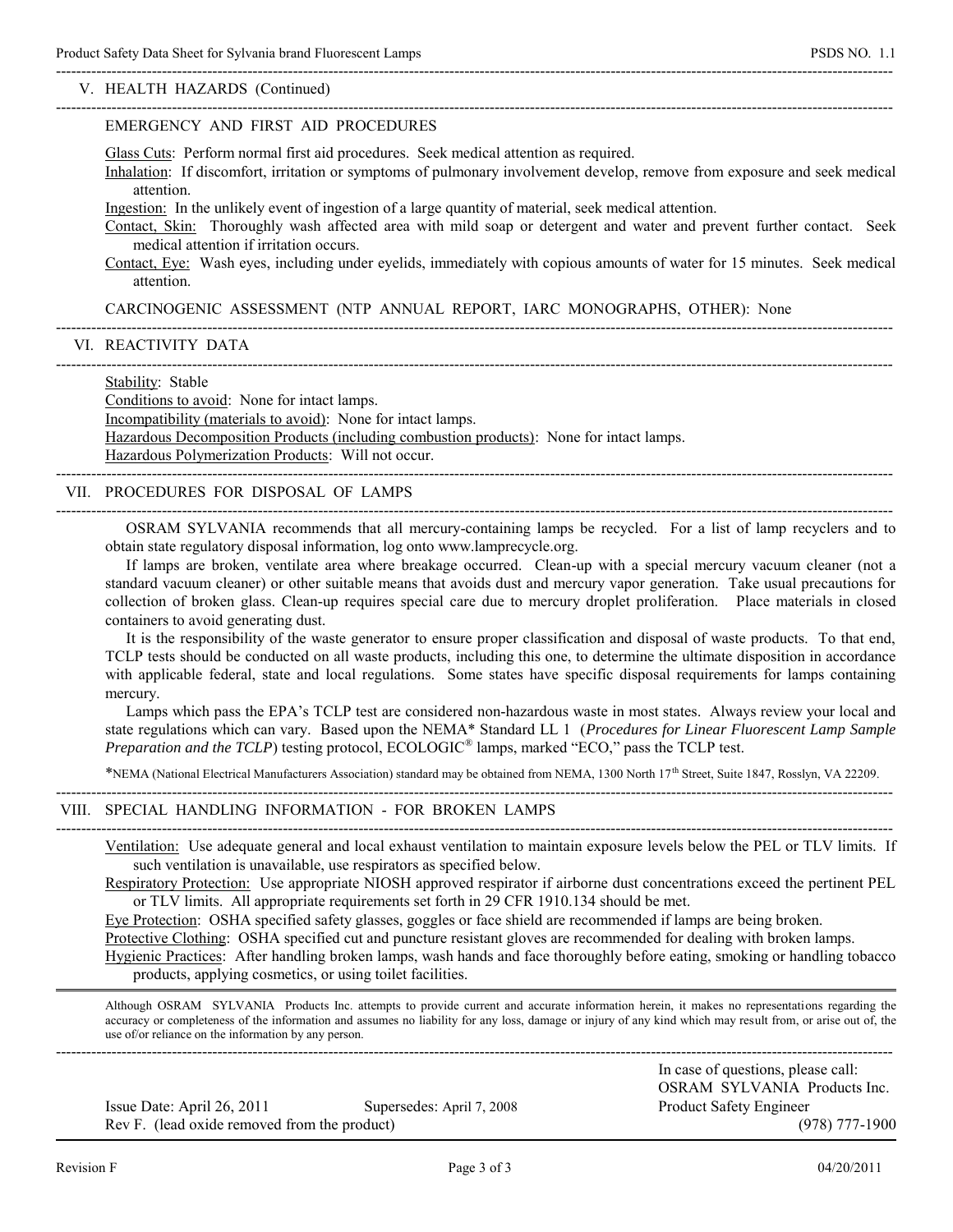## V. HEALTH HAZARDS (Continued)

### EMERGENCY AND FIRST AID PROCEDURES

Glass Cuts: Perform normal first aid procedures. Seek medical attention as required.

Inhalation: If discomfort, irritation or symptoms of pulmonary involvement develop, remove from exposure and seek medical attention.

Ingestion: In the unlikely event of ingestion of a large quantity of material, seek medical attention.

Contact, Skin: Thoroughly wash affected area with mild soap or detergent and water and prevent further contact. Seek medical attention if irritation occurs.

Contact, Eye: Wash eyes, including under eyelids, immediately with copious amounts of water for 15 minutes. Seek medical attention.

CARCINOGENIC ASSESSMENT (NTP ANNUAL REPORT, IARC MONOGRAPHS, OTHER): None

## VI. REACTIVITY DATA

Stability: Stable

Conditions to avoid: None for intact lamps.

Incompatibility (materials to avoid): None for intact lamps.

Hazardous Decomposition Products (including combustion products): None for intact lamps.

Hazardous Polymerization Products: Will not occur.

## VII. PROCEDURES FOR DISPOSAL OF LAMPS

OSRAM SYLVANIA recommends that all mercury-containing lamps be recycled. For a list of lamp recyclers and to obtain state regulatory disposal information, log onto www.lamprecycle.org.

If lamps are broken, ventilate area where breakage occurred. Clean-up with a special mercury vacuum cleaner (not a standard vacuum cleaner) or other suitable means that avoids dust and mercury vapor generation. Take usual precautions for collection of broken glass. Clean-up requires special care due to mercury droplet proliferation. Place materials in closed containers to avoid generating dust.

It is the responsibility of the waste generator to ensure proper classification and disposal of waste products. To that end, TCLP tests should be conducted on all waste products, including this one, to determine the ultimate disposition in accordance with applicable federal, state and local regulations. Some states have specific disposal requirements for lamps containing mercury.

Lamps which pass the EPA's TCLP test are considered non-hazardous waste in most states. Always review your local and state regulations which can vary. Based upon the NEMA* Standard LL 1 (*Procedures for Linear Fluorescent Lamp Sample Preparation and the TCLP*) testing protocol, ECOLOGIC® lamps, marked "ECO," pass the TCLP test.

*NEMA (National Electrical Manufacturers Association) standard may be obtained from NEMA, 1300 North 17th Street, Suite 1847, Rosslyn, VA 22209.

## VIII. SPECIAL HANDLING INFORMATION - FOR BROKEN LAMPS

Ventilation: Use adequate general and local exhaust ventilation to maintain exposure levels below the PEL or TLV limits. If such ventilation is unavailable, use respirators as specified below.

Respiratory Protection: Use appropriate NIOSH approved respirator if airborne dust concentrations exceed the pertinent PEL or TLV limits. All appropriate requirements set forth in 29 CFR 1910.134 should be met.

Eye Protection: OSHA specified safety glasses, goggles or face shield are recommended if lamps are being broken.

Protective Clothing: OSHA specified cut and puncture resistant gloves are recommended for dealing with broken lamps.

Hygienic Practices: After handling broken lamps, wash hands and face thoroughly before eating, smoking or handling tobacco products, applying cosmetics, or using toilet facilities.

Although OSRAM SYLVANIA Products Inc. attempts to provide current and accurate information herein, it makes no representations regarding the accuracy or completeness of the information and assumes no liability for any loss, damage or injury of any kind which may result from, or arise out of, the use of/or reliance on the information by any person.

Issue Date: April 26, 2011 Supersedes: April 7, 2008
Rev F. (lead oxide removed from the product)

In case of questions, please call:
OSRAM SYLVANIA Products Inc.
Product Safety Engineer
(978) 777-1900